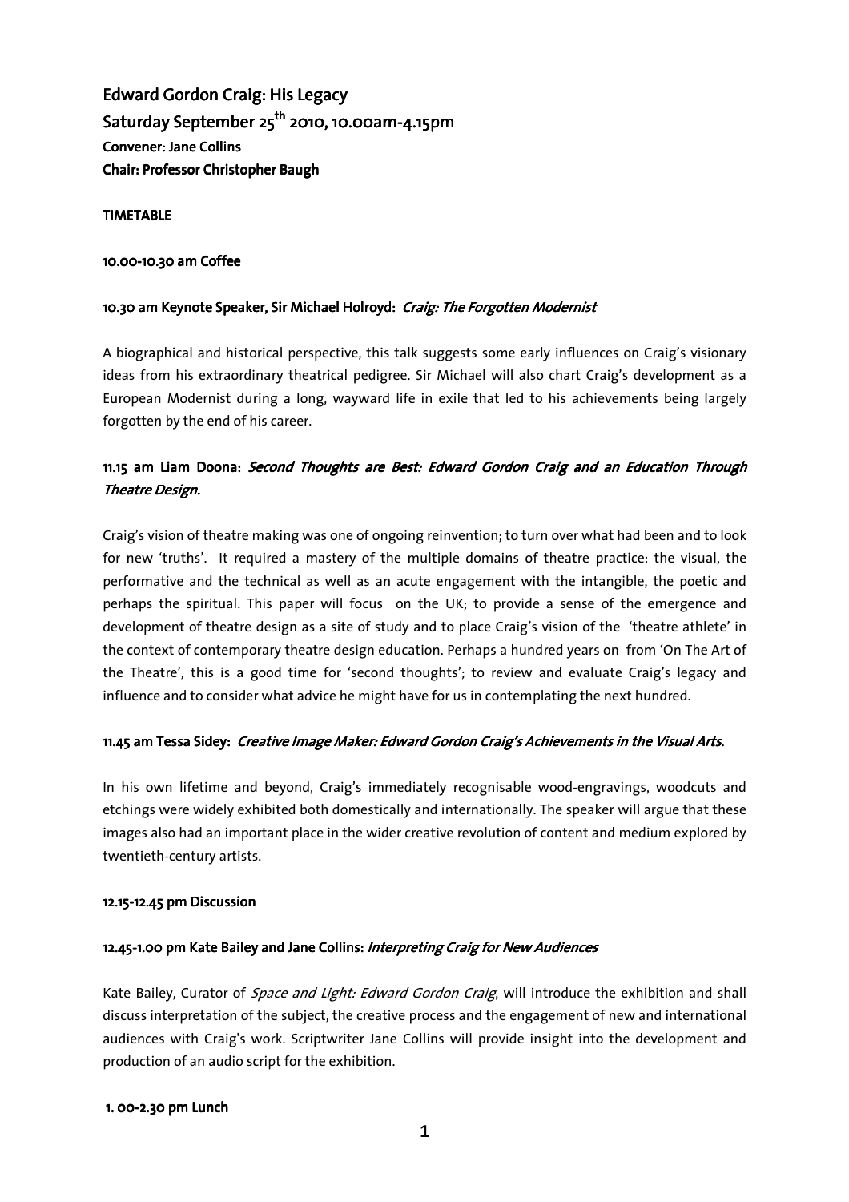# Edward Gordon Craig: His Legacy

## Saturday September 25th 2010, 10.00am-4.15pm

**Convener: Jane Collins**

**Chair: Professor Christopher Baugh**

**TIMETABLE**

**10.00-10.30 am Coffee**

**10.30 am Keynote Speaker, Sir Michael Holroyd:** ***Craig: The Forgotten Modernist***

A biographical and historical perspective, this talk suggests some early influences on Craig's visionary ideas from his extraordinary theatrical pedigree. Sir Michael will also chart Craig's development as a European Modernist during a long, wayward life in exile that led to his achievements being largely forgotten by the end of his career.

**11.15 am Liam Doona:** ***Second Thoughts are Best: Edward Gordon Craig and an Education Through Theatre Design.***

Craig's vision of theatre making was one of ongoing reinvention; to turn over what had been and to look for new 'truths'. It required a mastery of the multiple domains of theatre practice: the visual, the performative and the technical as well as an acute engagement with the intangible, the poetic and perhaps the spiritual. This paper will focus on the UK; to provide a sense of the emergence and development of theatre design as a site of study and to place Craig's vision of the 'theatre athlete' in the context of contemporary theatre design education. Perhaps a hundred years on from 'On The Art of the Theatre', this is a good time for 'second thoughts'; to review and evaluate Craig's legacy and influence and to consider what advice he might have for us in contemplating the next hundred.

**11.45 am Tessa Sidey:** ***Creative Image Maker: Edward Gordon Craig's Achievements in the Visual Arts.***

In his own lifetime and beyond, Craig's immediately recognisable wood-engravings, woodcuts and etchings were widely exhibited both domestically and internationally. The speaker will argue that these images also had an important place in the wider creative revolution of content and medium explored by twentieth-century artists.

**12.15-12.45 pm Discussion**

**12.45-1.00 pm Kate Bailey and Jane Collins:** ***Interpreting Craig for New Audiences***

Kate Bailey, Curator of *Space and Light: Edward Gordon Craig*, will introduce the exhibition and shall discuss interpretation of the subject, the creative process and the engagement of new and international audiences with Craig's work. Scriptwriter Jane Collins will provide insight into the development and production of an audio script for the exhibition.

**1. 00-2.30 pm Lunch**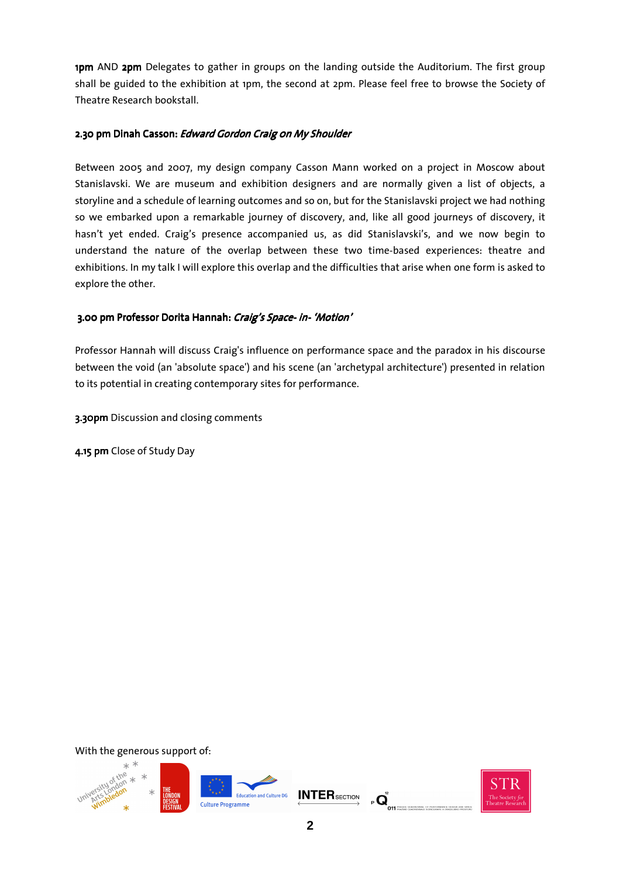**1pm** AND **2pm** Delegates to gather in groups on the landing outside the Auditorium. The first group shall be guided to the exhibition at 1pm, the second at 2pm. Please feel free to browse the Society of Theatre Research bookstall.

**2.30 pm Dinah Casson: *Edward Gordon Craig on My Shoulder***

Between 2005 and 2007, my design company Casson Mann worked on a project in Moscow about Stanislavski. We are museum and exhibition designers and are normally given a list of objects, a storyline and a schedule of learning outcomes and so on, but for the Stanislavski project we had nothing so we embarked upon a remarkable journey of discovery, and, like all good journeys of discovery, it hasn't yet ended. Craig's presence accompanied us, as did Stanislavski's, and we now begin to understand the nature of the overlap between these two time-based experiences: theatre and exhibitions. In my talk I will explore this overlap and the difficulties that arise when one form is asked to explore the other.

**3.00 pm Professor Dorita Hannah: *Craig's Space- in- 'Motion'***

Professor Hannah will discuss Craig's influence on performance space and the paradox in his discourse between the void (an 'absolute space') and his scene (an 'archetypal architecture') presented in relation to its potential in creating contemporary sites for performance.

**3.30pm** Discussion and closing comments

**4.15 pm** Close of Study Day

With the generous support of: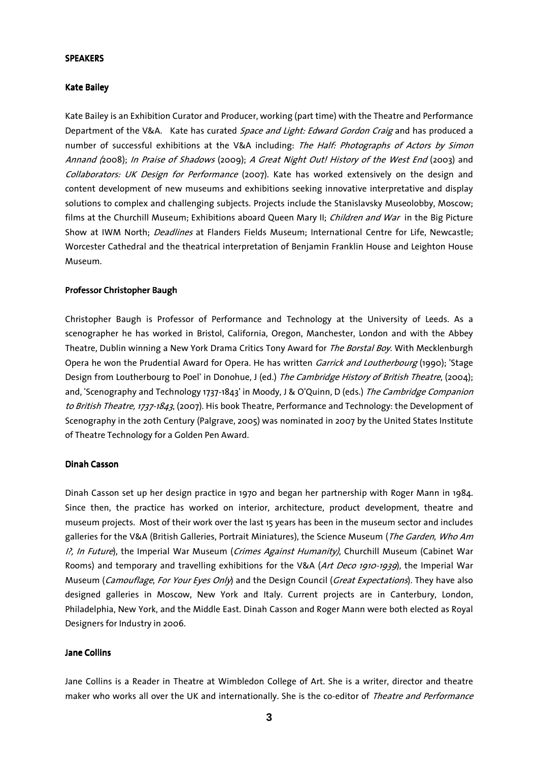## SPEAKERS

### Kate Bailey

Kate Bailey is an Exhibition Curator and Producer, working (part time) with the Theatre and Performance Department of the V&A. Kate has curated *Space and Light: Edward Gordon Craig* and has produced a number of successful exhibitions at the V&A including: *The Half: Photographs of Actors by Simon Annand (*2008); *In Praise of Shadows* (2009); *A Great Night Out! History of the West End* (2003) and *Collaborators: UK Design for Performance* (2007). Kate has worked extensively on the design and content development of new museums and exhibitions seeking innovative interpretative and display solutions to complex and challenging subjects. Projects include the Stanislavsky Museolobby, Moscow; films at the Churchill Museum; Exhibitions aboard Queen Mary II; *Children and War* in the Big Picture Show at IWM North; *Deadlines* at Flanders Fields Museum; International Centre for Life, Newcastle; Worcester Cathedral and the theatrical interpretation of Benjamin Franklin House and Leighton House Museum.

### Professor Christopher Baugh

Christopher Baugh is Professor of Performance and Technology at the University of Leeds. As a scenographer he has worked in Bristol, California, Oregon, Manchester, London and with the Abbey Theatre, Dublin winning a New York Drama Critics Tony Award for *The Borstal Boy*. With Mecklenburgh Opera he won the Prudential Award for Opera. He has written *Garrick and Loutherbourg* (1990); 'Stage Design from Loutherbourg to Poel' in Donohue, J (ed.) *The Cambridge History of British Theatre*, (2004); and, 'Scenography and Technology 1737-1843' in Moody, J & O'Quinn, D (eds.) *The Cambridge Companion to British Theatre, 1737-1843*, (2007). His book Theatre, Performance and Technology: the Development of Scenography in the 20th Century (Palgrave, 2005) was nominated in 2007 by the United States Institute of Theatre Technology for a Golden Pen Award.

### Dinah Casson

Dinah Casson set up her design practice in 1970 and began her partnership with Roger Mann in 1984. Since then, the practice has worked on interior, architecture, product development, theatre and museum projects. Most of their work over the last 15 years has been in the museum sector and includes galleries for the V&A (British Galleries, Portrait Miniatures), the Science Museum (*The Garden*, *Who Am I?, In Future*), the Imperial War Museum (*Crimes Against Humanity)*, Churchill Museum (Cabinet War Rooms) and temporary and travelling exhibitions for the V&A (*Art Deco 1910-1939*), the Imperial War Museum (*Camouflage*, *For Your Eyes Only*) and the Design Council (*Great Expectations*). They have also designed galleries in Moscow, New York and Italy. Current projects are in Canterbury, London, Philadelphia, New York, and the Middle East. Dinah Casson and Roger Mann were both elected as Royal Designers for Industry in 2006.

### Jane Collins

Jane Collins is a Reader in Theatre at Wimbledon College of Art. She is a writer, director and theatre maker who works all over the UK and internationally. She is the co-editor of *Theatre and Performance*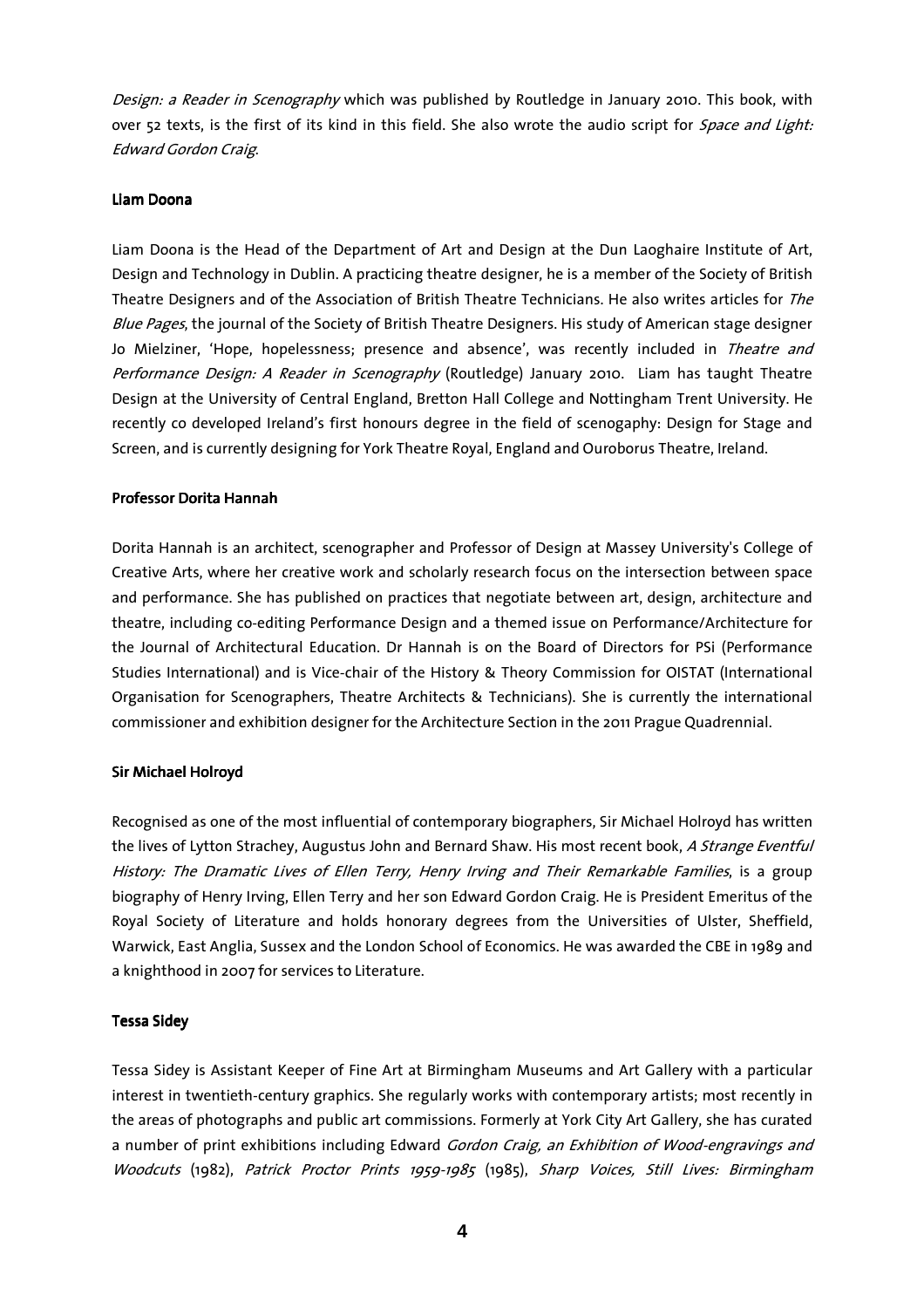*Design: a Reader in Scenography* which was published by Routledge in January 2010. This book, with over 52 texts, is the first of its kind in this field. She also wrote the audio script for *Space and Light: Edward Gordon Craig*.

### Liam Doona

Liam Doona is the Head of the Department of Art and Design at the Dun Laoghaire Institute of Art, Design and Technology in Dublin. A practicing theatre designer, he is a member of the Society of British Theatre Designers and of the Association of British Theatre Technicians. He also writes articles for *The Blue Pages*, the journal of the Society of British Theatre Designers. His study of American stage designer Jo Mielziner, 'Hope, hopelessness; presence and absence', was recently included in *Theatre and Performance Design: A Reader in Scenography* (Routledge) January 2010. Liam has taught Theatre Design at the University of Central England, Bretton Hall College and Nottingham Trent University. He recently co developed Ireland's first honours degree in the field of scenogaphy: Design for Stage and Screen, and is currently designing for York Theatre Royal, England and Ouroborus Theatre, Ireland.

### Professor Dorita Hannah

Dorita Hannah is an architect, scenographer and Professor of Design at Massey University's College of Creative Arts, where her creative work and scholarly research focus on the intersection between space and performance. She has published on practices that negotiate between art, design, architecture and theatre, including co-editing Performance Design and a themed issue on Performance/Architecture for the Journal of Architectural Education. Dr Hannah is on the Board of Directors for PSi (Performance Studies International) and is Vice-chair of the History & Theory Commission for OISTAT (International Organisation for Scenographers, Theatre Architects & Technicians). She is currently the international commissioner and exhibition designer for the Architecture Section in the 2011 Prague Quadrennial.

### Sir Michael Holroyd

Recognised as one of the most influential of contemporary biographers, Sir Michael Holroyd has written the lives of Lytton Strachey, Augustus John and Bernard Shaw. His most recent book, *A Strange Eventful History: The Dramatic Lives of Ellen Terry, Henry Irving and Their Remarkable Families*, is a group biography of Henry Irving, Ellen Terry and her son Edward Gordon Craig. He is President Emeritus of the Royal Society of Literature and holds honorary degrees from the Universities of Ulster, Sheffield, Warwick, East Anglia, Sussex and the London School of Economics. He was awarded the CBE in 1989 and a knighthood in 2007 for services to Literature.

### Tessa Sidey

Tessa Sidey is Assistant Keeper of Fine Art at Birmingham Museums and Art Gallery with a particular interest in twentieth-century graphics. She regularly works with contemporary artists; most recently in the areas of photographs and public art commissions. Formerly at York City Art Gallery, she has curated a number of print exhibitions including Edward *Gordon Craig, an Exhibition of Wood-engravings and Woodcuts* (1982), *Patrick Proctor Prints 1959-1985* (1985), *Sharp Voices, Still Lives: Birmingham*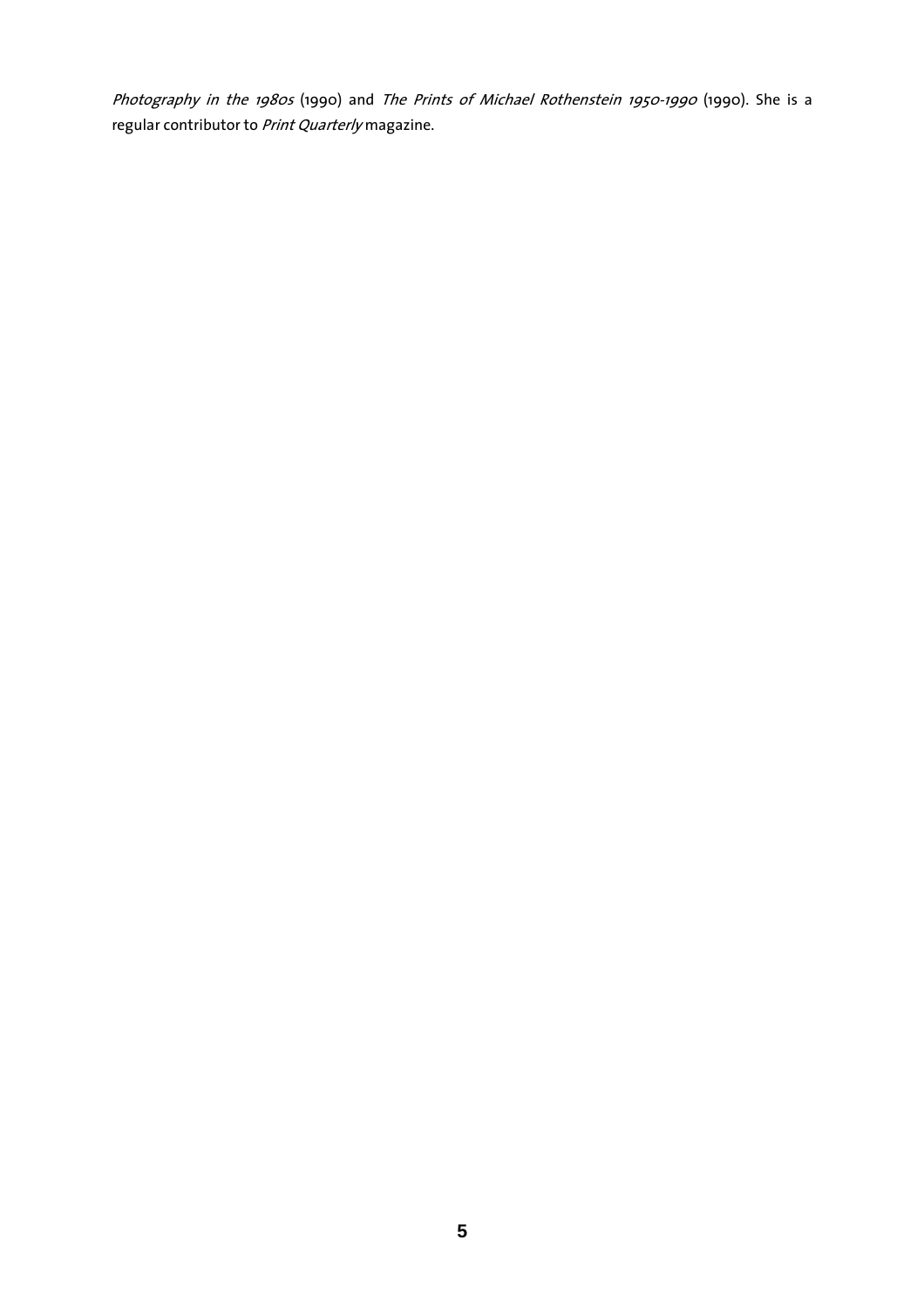*Photography in the 1980s* (1990) and *The Prints of Michael Rothenstein 1950-1990* (1990). She is a regular contributor to *Print Quarterly* magazine.